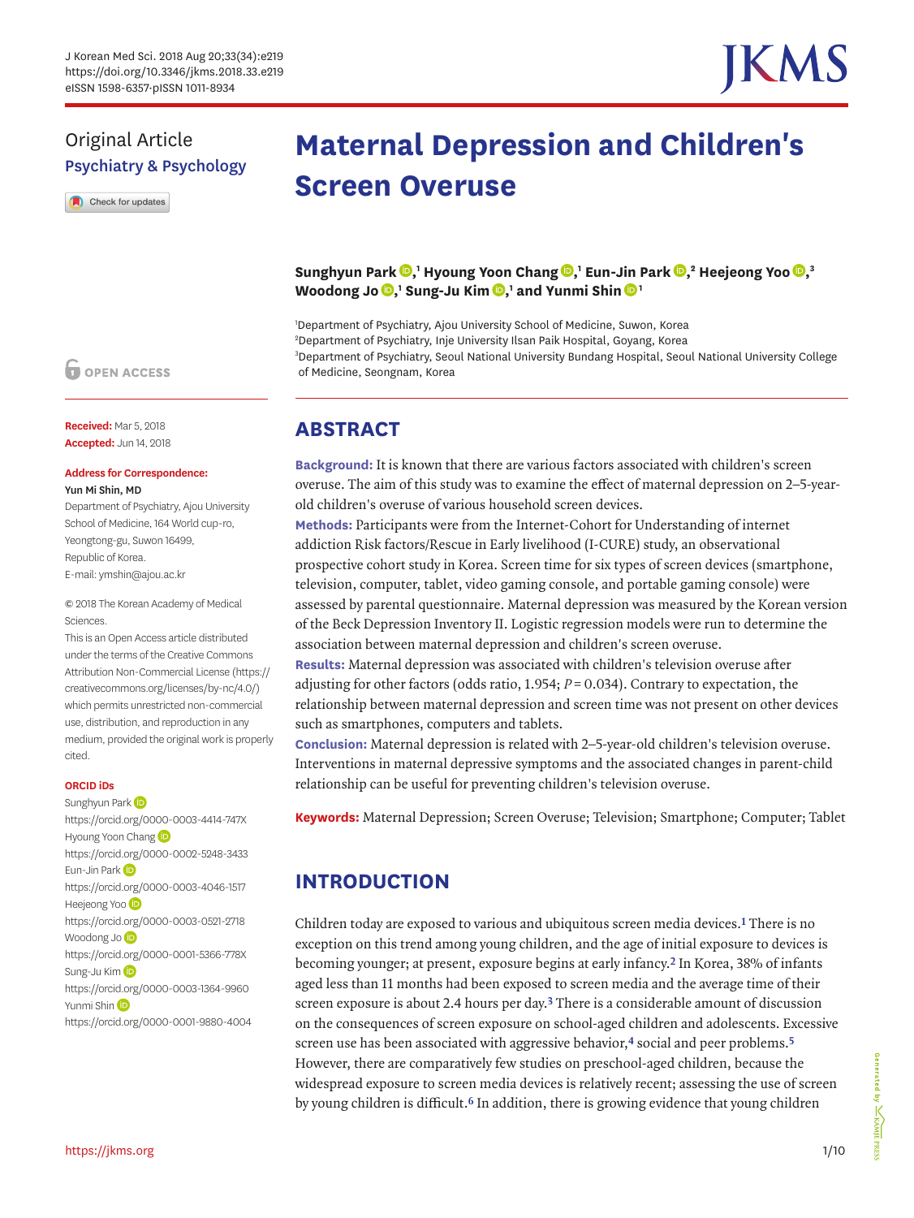Original Article
Psychiatry & Psychology

# Maternal Depression and Children's Screen Overuse

**Sunghyun Park**[1], **Hyoung Yoon Chang**[1], **Eun-Jin Park**[2], **Heejeong Yoo**[3], **Woodong Jo**[1], **Sung-Ju Kim**[1], and **Yunmi Shin**[1]

[1]Department of Psychiatry, Ajou University School of Medicine, Suwon, Korea
[2]Department of Psychiatry, Inje University Ilsan Paik Hospital, Goyang, Korea
[3]Department of Psychiatry, Seoul National University Bundang Hospital, Seoul National University College of Medicine, Seongnam, Korea

OPEN ACCESS

**Received:** Mar 5, 2018
**Accepted:** Jun 14, 2018

**Address for Correspondence:**
**Yun Mi Shin, MD**
Department of Psychiatry, Ajou University School of Medicine, 164 World cup-ro, Yeongtong-gu, Suwon 16499, Republic of Korea.
E-mail: ymshin@ajou.ac.kr

© 2018 The Korean Academy of Medical Sciences.
This is an Open Access article distributed under the terms of the Creative Commons Attribution Non-Commercial License (https://creativecommons.org/licenses/by-nc/4.0/) which permits unrestricted non-commercial use, distribution, and reproduction in any medium, provided the original work is properly cited.

**ORCID iDs**
Sunghyun Park
https://orcid.org/0000-0003-4414-747X
Hyoung Yoon Chang
https://orcid.org/0000-0002-5248-3433
Eun-Jin Park
https://orcid.org/0000-0003-4046-1517
Heejeong Yoo
https://orcid.org/0000-0003-0521-2718
Woodong Jo
https://orcid.org/0000-0001-5366-778X
Sung-Ju Kim
https://orcid.org/0000-0003-1364-9960
Yunmi Shin
https://orcid.org/0000-0001-9880-4004

## ABSTRACT

**Background:** It is known that there are various factors associated with children's screen overuse. The aim of this study was to examine the effect of maternal depression on 2–5-year-old children's overuse of various household screen devices.

**Methods:** Participants were from the Internet-Cohort for Understanding of internet addiction Risk factors/Rescue in Early livelihood (I-CURE) study, an observational prospective cohort study in Korea. Screen time for six types of screen devices (smartphone, television, computer, tablet, video gaming console, and portable gaming console) were assessed by parental questionnaire. Maternal depression was measured by the Korean version of the Beck Depression Inventory II. Logistic regression models were run to determine the association between maternal depression and children's screen overuse.

**Results:** Maternal depression was associated with children's television overuse after adjusting for other factors (odds ratio, 1.954; $P = 0.034$). Contrary to expectation, the relationship between maternal depression and screen time was not present on other devices such as smartphones, computers and tablets.

**Conclusion:** Maternal depression is related with 2–5-year-old children's television overuse. Interventions in maternal depressive symptoms and the associated changes in parent-child relationship can be useful for preventing children's television overuse.

**Keywords:** Maternal Depression; Screen Overuse; Television; Smartphone; Computer; Tablet

## INTRODUCTION

Children today are exposed to various and ubiquitous screen media devices.[1] There is no exception on this trend among young children, and the age of initial exposure to devices is becoming younger; at present, exposure begins at early infancy.[2] In Korea, 38% of infants aged less than 11 months had been exposed to screen media and the average time of their screen exposure is about 2.4 hours per day.[3] There is a considerable amount of discussion on the consequences of screen exposure on school-aged children and adolescents. Excessive screen use has been associated with aggressive behavior,[4] social and peer problems.[5] However, there are comparatively few studies on preschool-aged children, because the widespread exposure to screen media devices is relatively recent; assessing the use of screen by young children is difficult.[6] In addition, there is growing evidence that young children